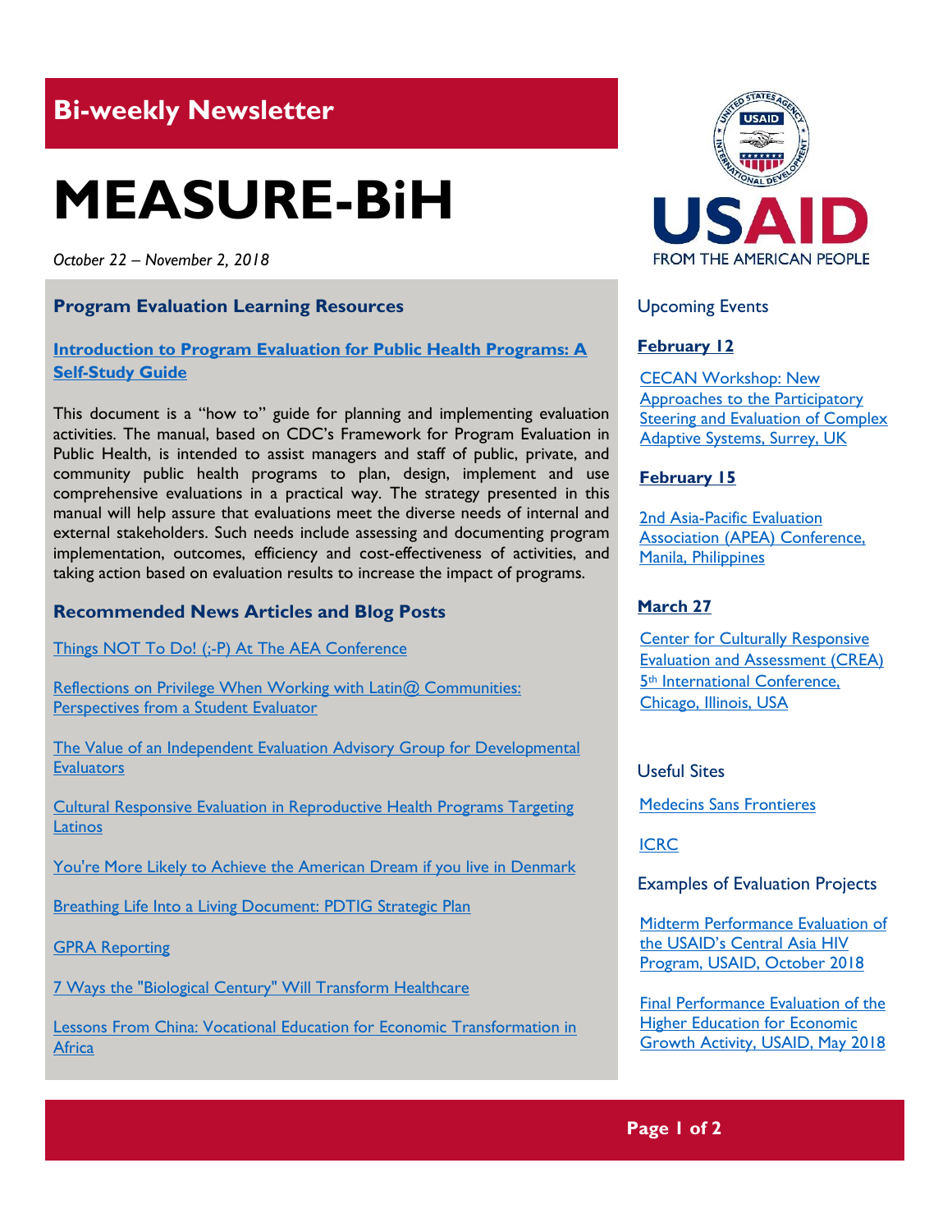## Bi-weekly Newsletter

# MEASURE-BiH

*October 22 – November 2, 2018*

### Program Evaluation Learning Resources

**Introduction to Program Evaluation for Public Health Programs: A Self-Study Guide**

This document is a "how to" guide for planning and implementing evaluation activities. The manual, based on CDC's Framework for Program Evaluation in Public Health, is intended to assist managers and staff of public, private, and community public health programs to plan, design, implement and use comprehensive evaluations in a practical way. The strategy presented in this manual will help assure that evaluations meet the diverse needs of internal and external stakeholders. Such needs include assessing and documenting program implementation, outcomes, efficiency and cost-effectiveness of activities, and taking action based on evaluation results to increase the impact of programs.

### Recommended News Articles and Blog Posts

Things NOT To Do! (;-P) At The AEA Conference

Reflections on Privilege When Working with Latin@ Communities: Perspectives from a Student Evaluator

The Value of an Independent Evaluation Advisory Group for Developmental Evaluators

Cultural Responsive Evaluation in Reproductive Health Programs Targeting Latinos

You're More Likely to Achieve the American Dream if you live in Denmark

Breathing Life Into a Living Document: PDTIG Strategic Plan

GPRA Reporting

7 Ways the "Biological Century" Will Transform Healthcare

Lessons From China: Vocational Education for Economic Transformation in Africa

USAID
FROM THE AMERICAN PEOPLE

### Upcoming Events

**February 12**

CECAN Workshop: New Approaches to the Participatory Steering and Evaluation of Complex Adaptive Systems, Surrey, UK

**February 15**

2nd Asia-Pacific Evaluation Association (APEA) Conference, Manila, Philippines

**March 27**

Center for Culturally Responsive Evaluation and Assessment (CREA) 5th International Conference, Chicago, Illinois, USA

### Useful Sites

Medecins Sans Frontieres

ICRC

### Examples of Evaluation Projects

Midterm Performance Evaluation of the USAID's Central Asia HIV Program, USAID, October 2018

Final Performance Evaluation of the Higher Education for Economic Growth Activity, USAID, May 2018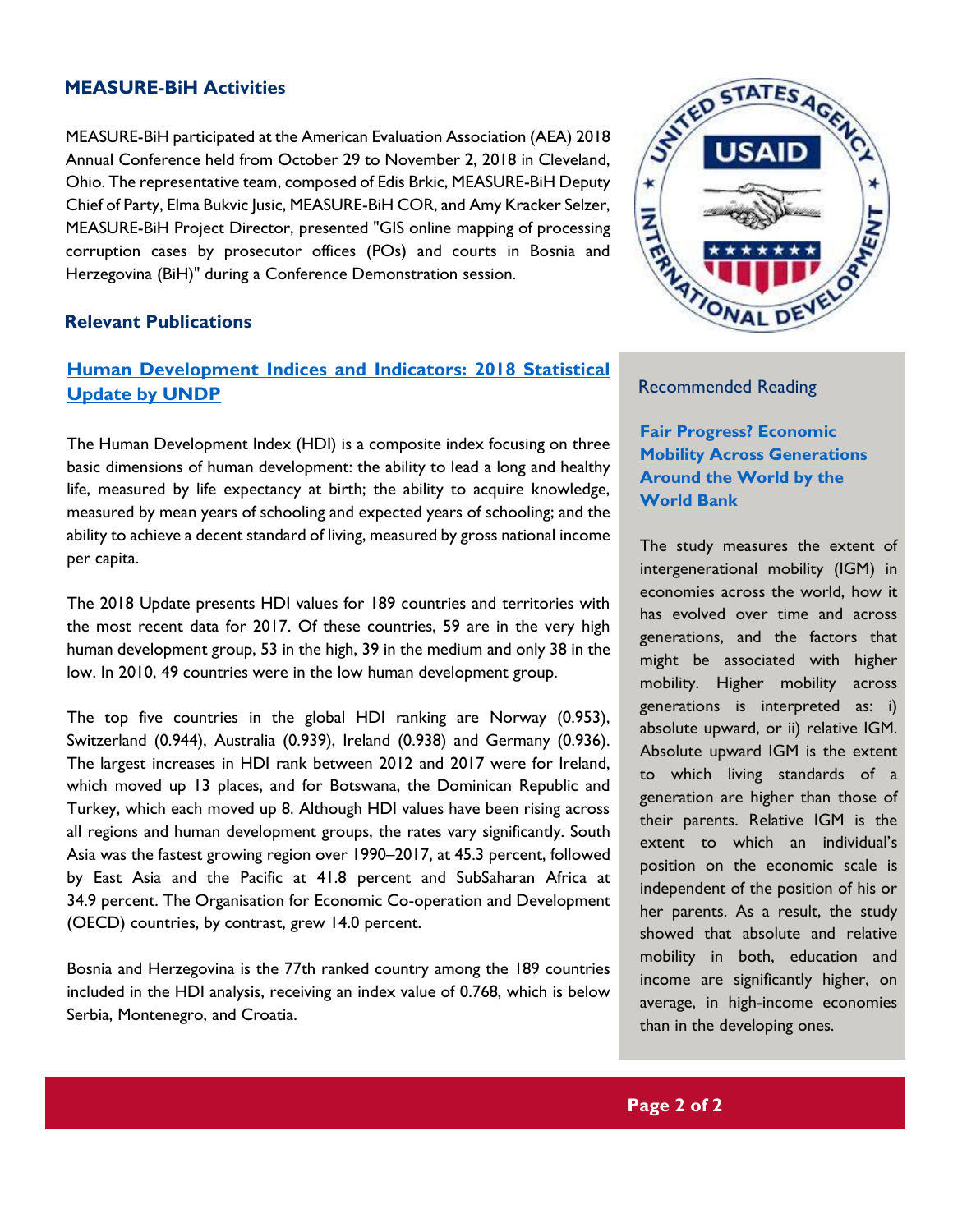## MEASURE-BiH Activities

MEASURE-BiH participated at the American Evaluation Association (AEA) 2018 Annual Conference held from October 29 to November 2, 2018 in Cleveland, Ohio. The representative team, composed of Edis Brkic, MEASURE-BiH Deputy Chief of Party, Elma Bukvic Jusic, MEASURE-BiH COR, and Amy Kracker Selzer, MEASURE-BiH Project Director, presented "GIS online mapping of processing corruption cases by prosecutor offices (POs) and courts in Bosnia and Herzegovina (BiH)" during a Conference Demonstration session.

## Relevant Publications

### Human Development Indices and Indicators: 2018 Statistical Update by UNDP

The Human Development Index (HDI) is a composite index focusing on three basic dimensions of human development: the ability to lead a long and healthy life, measured by life expectancy at birth; the ability to acquire knowledge, measured by mean years of schooling and expected years of schooling; and the ability to achieve a decent standard of living, measured by gross national income per capita.

The 2018 Update presents HDI values for 189 countries and territories with the most recent data for 2017. Of these countries, 59 are in the very high human development group, 53 in the high, 39 in the medium and only 38 in the low. In 2010, 49 countries were in the low human development group.

The top five countries in the global HDI ranking are Norway (0.953), Switzerland (0.944), Australia (0.939), Ireland (0.938) and Germany (0.936). The largest increases in HDI rank between 2012 and 2017 were for Ireland, which moved up 13 places, and for Botswana, the Dominican Republic and Turkey, which each moved up 8. Although HDI values have been rising across all regions and human development groups, the rates vary significantly. South Asia was the fastest growing region over 1990–2017, at 45.3 percent, followed by East Asia and the Pacific at 41.8 percent and SubSaharan Africa at 34.9 percent. The Organisation for Economic Co-operation and Development (OECD) countries, by contrast, grew 14.0 percent.

Bosnia and Herzegovina is the 77th ranked country among the 189 countries included in the HDI analysis, receiving an index value of 0.768, which is below Serbia, Montenegro, and Croatia.

## Recommended Reading

### Fair Progress? Economic Mobility Across Generations Around the World by the World Bank

The study measures the extent of intergenerational mobility (IGM) in economies across the world, how it has evolved over time and across generations, and the factors that might be associated with higher mobility. Higher mobility across generations is interpreted as: i) absolute upward, or ii) relative IGM. Absolute upward IGM is the extent to which living standards of a generation are higher than those of their parents. Relative IGM is the extent to which an individual's position on the economic scale is independent of the position of his or her parents. As a result, the study showed that absolute and relative mobility in both, education and income are significantly higher, on average, in high-income economies than in the developing ones.